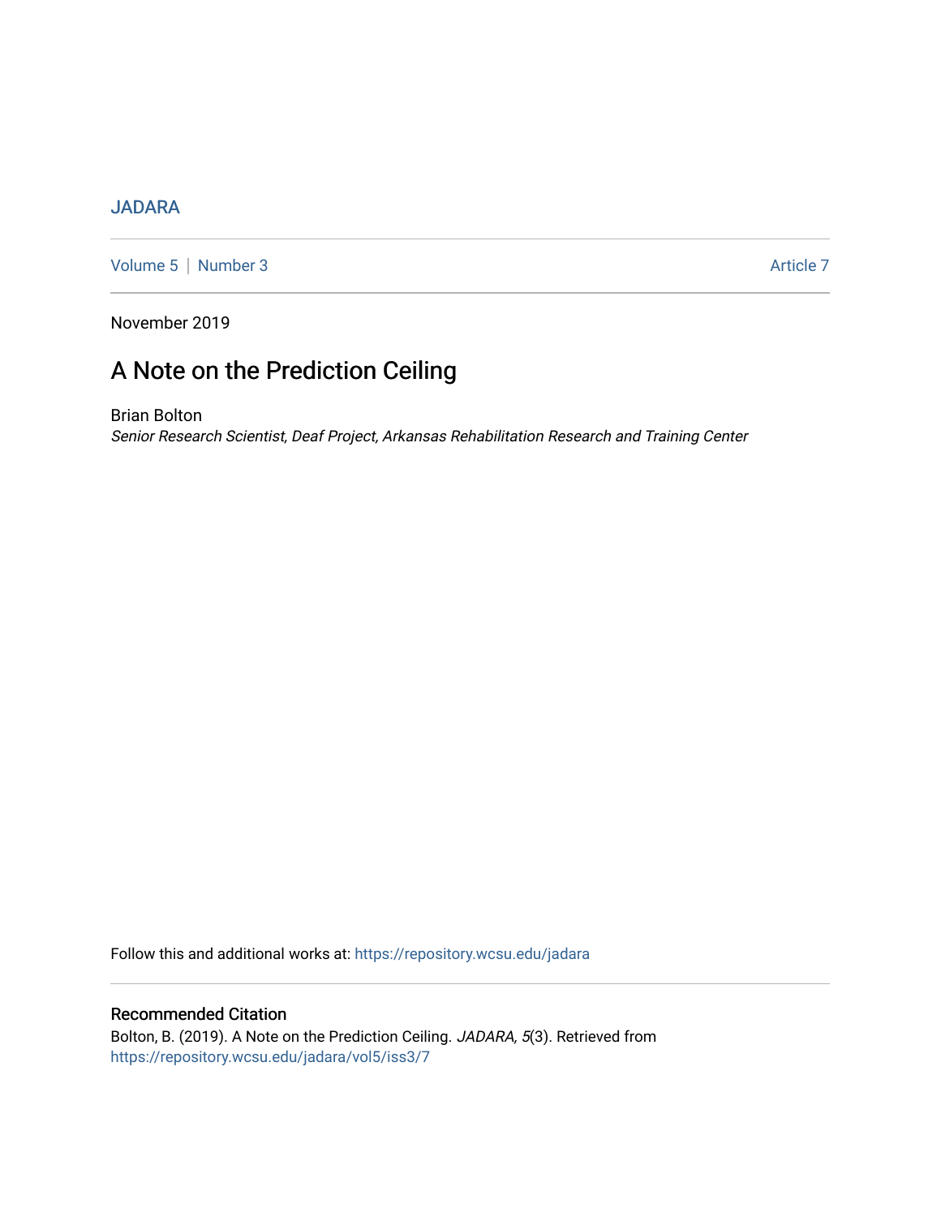JADARA

Volume 5 | Number 3 Article 7

November 2019

# A Note on the Prediction Ceiling

Brian Bolton
*Senior Research Scientist, Deaf Project, Arkansas Rehabilitation Research and Training Center*

Follow this and additional works at: https://repository.wcsu.edu/jadara

## Recommended Citation

Bolton, B. (2019). A Note on the Prediction Ceiling. *JADARA, 5*(3). Retrieved from https://repository.wcsu.edu/jadara/vol5/iss3/7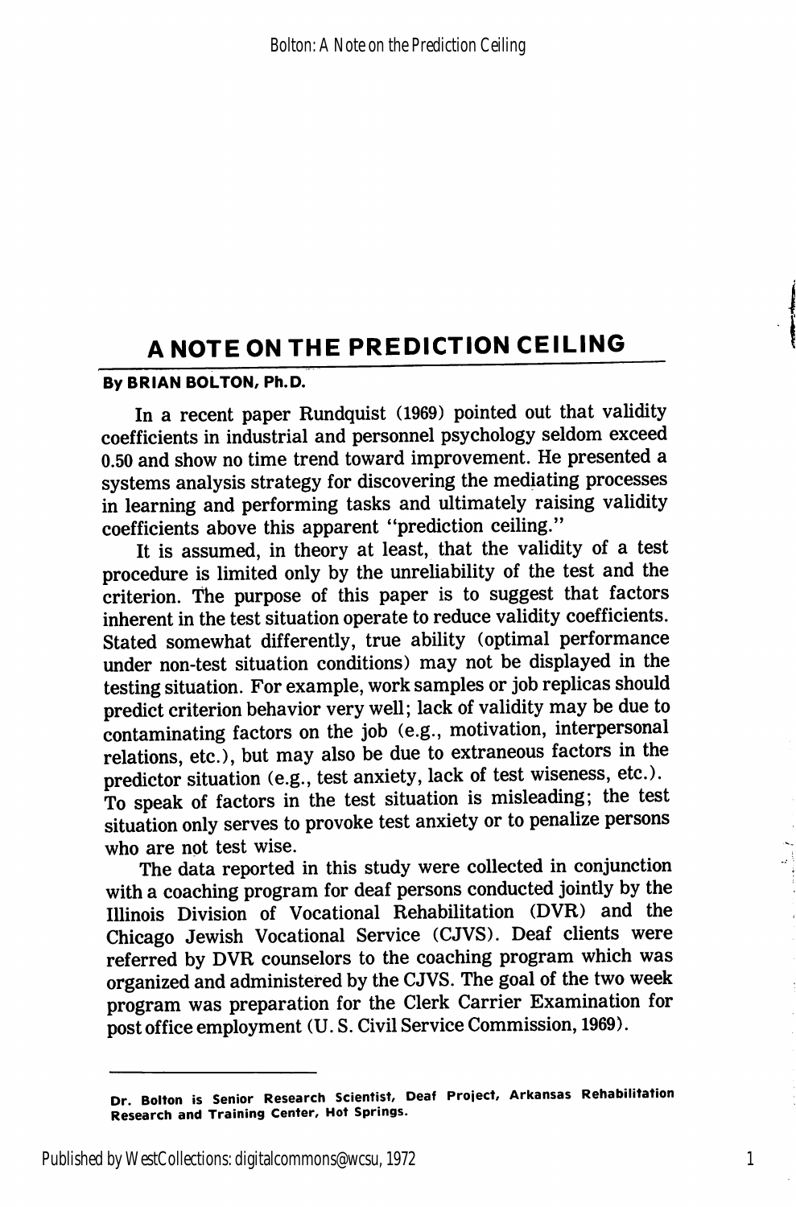# A NOTE ON THE PREDICTION CEILING

**By BRIAN BOLTON, Ph.D.**

In a recent paper Rundquist (1969) pointed out that validity coefficients in industrial and personnel psychology seldom exceed 0.50 and show no time trend toward improvement. He presented a systems analysis strategy for discovering the mediating processes in learning and performing tasks and ultimately raising validity coefficients above this apparent "prediction ceiling."

It is assumed, in theory at least, that the validity of a test procedure is limited only by the unreliability of the test and the criterion. The purpose of this paper is to suggest that factors inherent in the test situation operate to reduce validity coefficients. Stated somewhat differently, true ability (optimal performance under non-test situation conditions) may not be displayed in the testing situation. For example, work samples or job replicas should predict criterion behavior very well; lack of validity may be due to contaminating factors on the job (e.g., motivation, interpersonal relations, etc.), but may also be due to extraneous factors in the predictor situation (e.g., test anxiety, lack of test wiseness, etc.). To speak of factors in the test situation is misleading; the test situation only serves to provoke test anxiety or to penalize persons who are not test wise.

The data reported in this study were collected in conjunction with a coaching program for deaf persons conducted jointly by the Illinois Division of Vocational Rehabilitation (DVR) and the Chicago Jewish Vocational Service (CJVS). Deaf clients were referred by DVR counselors to the coaching program which was organized and administered by the CJVS. The goal of the two week program was preparation for the Clerk Carrier Examination for post office employment (U. S. Civil Service Commission, 1969).

---

Dr. Bolton is Senior Research Scientist, Deaf Project, Arkansas Rehabilitation Research and Training Center, Hot Springs.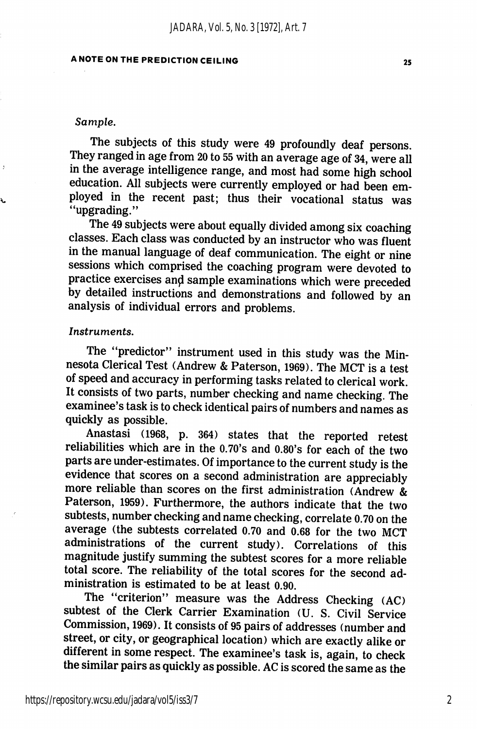*Sample.*

The subjects of this study were 49 profoundly deaf persons. They ranged in age from 20 to 55 with an average age of 34, were all in the average intelligence range, and most had some high school education. All subjects were currently employed or had been employed in the recent past; thus their vocational status was "upgrading."

The 49 subjects were about equally divided among six coaching classes. Each class was conducted by an instructor who was fluent in the manual language of deaf communication. The eight or nine sessions which comprised the coaching program were devoted to practice exercises and sample examinations which were preceded by detailed instructions and demonstrations and followed by an analysis of individual errors and problems.

*Instruments.*

The "predictor" instrument used in this study was the Minnesota Clerical Test (Andrew & Paterson, 1969). The MCT is a test of speed and accuracy in performing tasks related to clerical work. It consists of two parts, number checking and name checking. The examinee's task is to check identical pairs of numbers and names as quickly as possible.

Anastasi (1968, p. 364) states that the reported retest reliabilities which are in the 0.70's and 0.80's for each of the two parts are under-estimates. Of importance to the current study is the evidence that scores on a second administration are appreciably more reliable than scores on the first administration (Andrew & Paterson, 1959). Furthermore, the authors indicate that the two subtests, number checking and name checking, correlate 0.70 on the average (the subtests correlated 0.70 and 0.68 for the two MCT administrations of the current study). Correlations of this magnitude justify summing the subtest scores for a more reliable total score. The reliability of the total scores for the second administration is estimated to be at least 0.90.

The "criterion" measure was the Address Checking (AC) subtest of the Clerk Carrier Examination (U. S. Civil Service Commission, 1969). It consists of 95 pairs of addresses (number and street, or city, or geographical location) which are exactly alike or different in some respect. The examinee's task is, again, to check the similar pairs as quickly as possible. AC is scored the same as the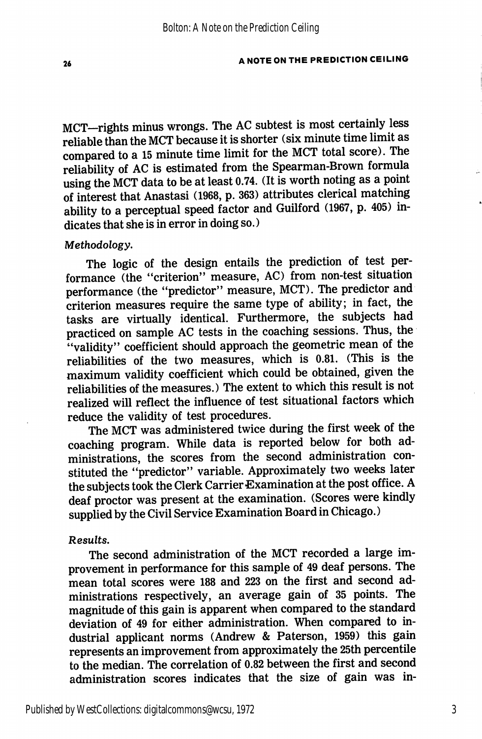MCT—rights minus wrongs. The AC subtest is most certainly less reliable than the MCT because it is shorter (six minute time limit as compared to a 15 minute time limit for the MCT total score). The reliability of AC is estimated from the Spearman-Brown formula using the MCT data to be at least 0.74. (It is worth noting as a point of interest that Anastasi (1968, p. 363) attributes clerical matching ability to a perceptual speed factor and Guilford (1967, p. 405) indicates that she is in error in doing so.)

*Methodology.*

The logic of the design entails the prediction of test performance (the "criterion" measure, AC) from non-test situation performance (the "predictor" measure, MCT). The predictor and criterion measures require the same type of ability; in fact, the tasks are virtually identical. Furthermore, the subjects had practiced on sample AC tests in the coaching sessions. Thus, the "validity" coefficient should approach the geometric mean of the reliabilities of the two measures, which is 0.81. (This is the maximum validity coefficient which could be obtained, given the reliabilities of the measures.) The extent to which this result is not realized will reflect the influence of test situational factors which reduce the validity of test procedures.

The MCT was administered twice during the first week of the coaching program. While data is reported below for both administrations, the scores from the second administration constituted the "predictor" variable. Approximately two weeks later the subjects took the Clerk Carrier Examination at the post office. A deaf proctor was present at the examination. (Scores were kindly supplied by the Civil Service Examination Board in Chicago.)

*Results.*

The second administration of the MCT recorded a large improvement in performance for this sample of 49 deaf persons. The mean total scores were 188 and 223 on the first and second administrations respectively, an average gain of 35 points. The magnitude of this gain is apparent when compared to the standard deviation of 49 for either administration. When compared to industrial applicant norms (Andrew & Paterson, 1959) this gain represents an improvement from approximately the 25th percentile to the median. The correlation of 0.82 between the first and second administration scores indicates that the size of gain was in-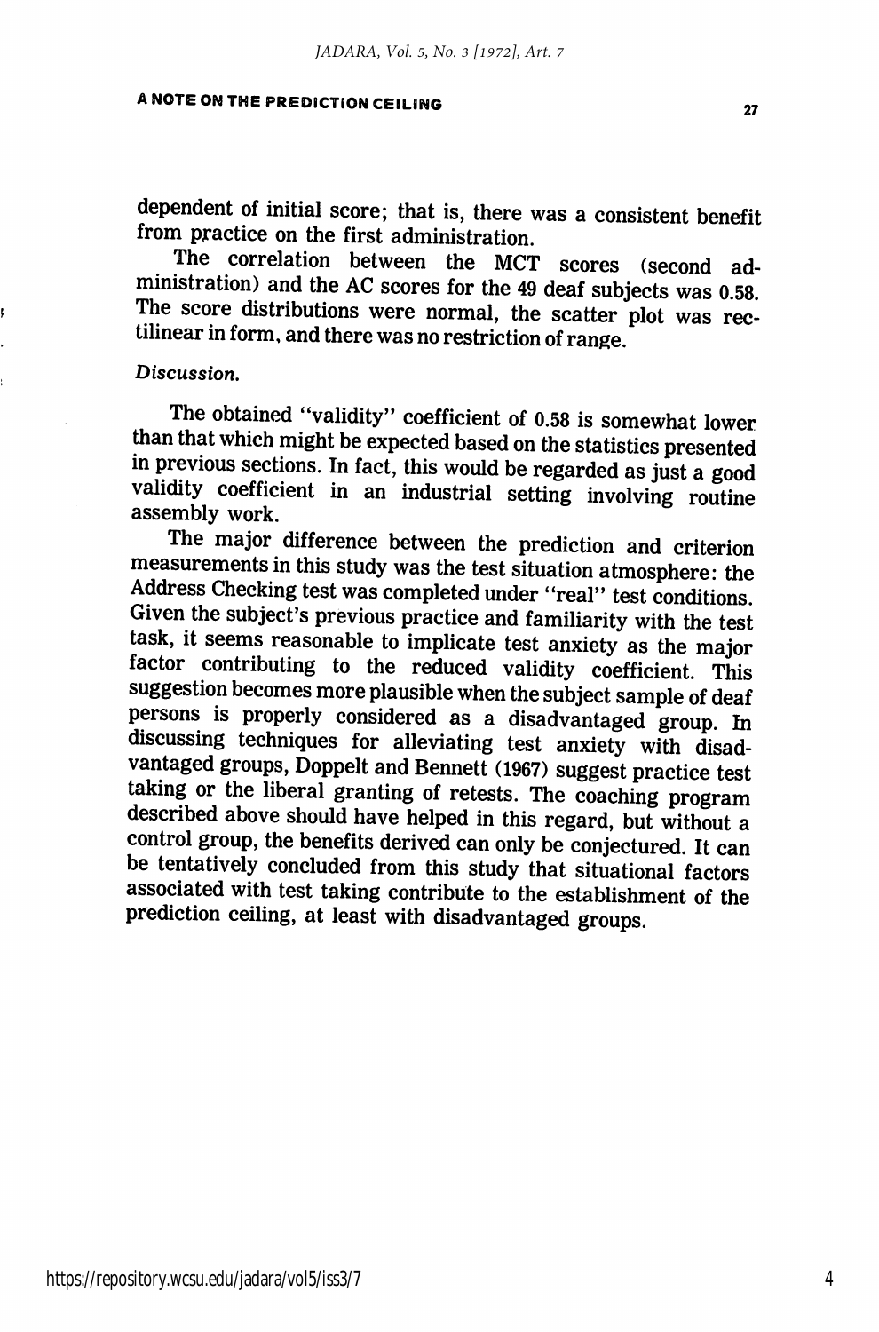dependent of initial score; that is, there was a consistent benefit from practice on the first administration.

The correlation between the MCT scores (second administration) and the AC scores for the 49 deaf subjects was 0.58. The score distributions were normal, the scatter plot was rectilinear in form, and there was no restriction of range.

*Discussion.*

The obtained "validity" coefficient of 0.58 is somewhat lower than that which might be expected based on the statistics presented in previous sections. In fact, this would be regarded as just a good validity coefficient in an industrial setting involving routine assembly work.

The major difference between the prediction and criterion measurements in this study was the test situation atmosphere: the Address Checking test was completed under "real" test conditions. Given the subject's previous practice and familiarity with the test task, it seems reasonable to implicate test anxiety as the major factor contributing to the reduced validity coefficient. This suggestion becomes more plausible when the subject sample of deaf persons is properly considered as a disadvantaged group. In discussing techniques for alleviating test anxiety with disadvantaged groups, Doppelt and Bennett (1967) suggest practice test taking or the liberal granting of retests. The coaching program described above should have helped in this regard, but without a control group, the benefits derived can only be conjectured. It can be tentatively concluded from this study that situational factors associated with test taking contribute to the establishment of the prediction ceiling, at least with disadvantaged groups.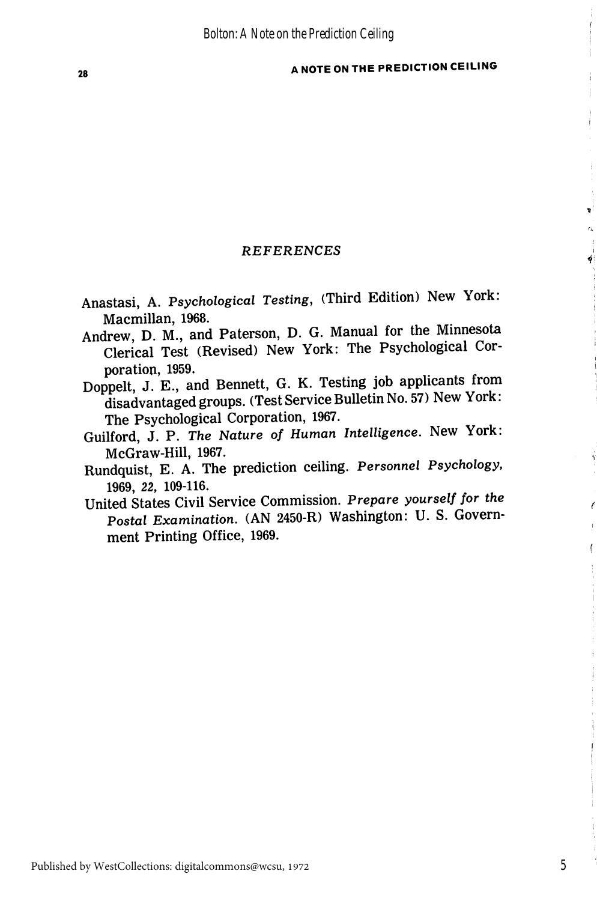## *REFERENCES*

Anastasi, A. *Psychological Testing*, (Third Edition) New York: Macmillan, 1968.

Andrew, D. M., and Paterson, D. G. Manual for the Minnesota Clerical Test (Revised) New York: The Psychological Corporation, 1959.

Doppelt, J. E., and Bennett, G. K. Testing job applicants from disadvantaged groups. (Test Service Bulletin No. 57) New York: The Psychological Corporation, 1967.

Guilford, J. P. *The Nature of Human Intelligence*. New York: McGraw-Hill, 1967.

Rundquist, E. A. The prediction ceiling. *Personnel Psychology*, 1969, *22*, 109-116.

United States Civil Service Commission. *Prepare yourself for the Postal Examination*. (AN 2450-R) Washington: U. S. Government Printing Office, 1969.